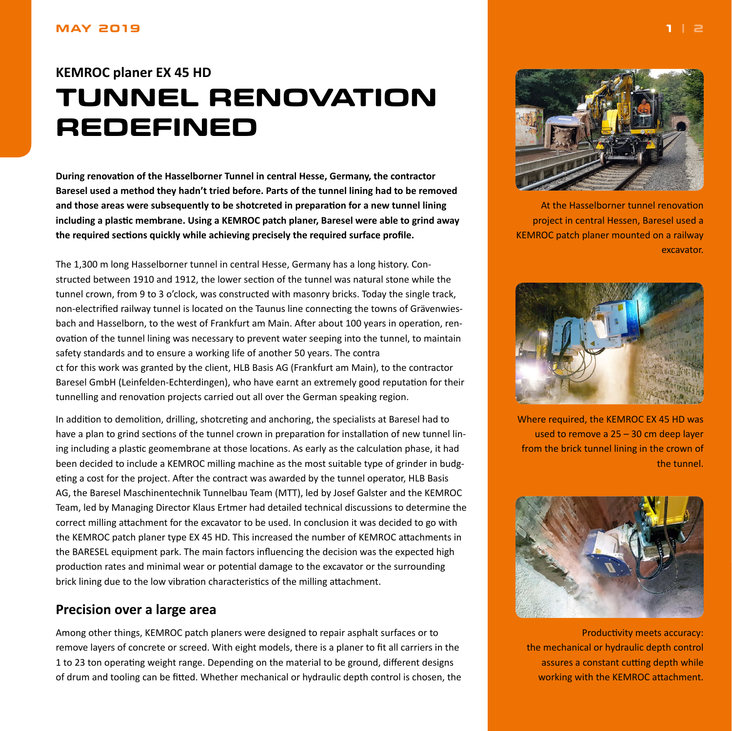## KEMROC planer EX 45 HD

# TUNNEL RENOVATION REDEFINED

**During renovation of the Hasselborner Tunnel in central Hesse, Germany, the contractor Baresel used a method they hadn't tried before. Parts of the tunnel lining had to be removed and those areas were subsequently to be shotcreted in preparation for a new tunnel lining including a plastic membrane. Using a KEMROC patch planer, Baresel were able to grind away the required sections quickly while achieving precisely the required surface profile.**

The 1,300 m long Hasselborner tunnel in central Hesse, Germany has a long history. Constructed between 1910 and 1912, the lower section of the tunnel was natural stone while the tunnel crown, from 9 to 3 o'clock, was constructed with masonry bricks. Today the single track, non-electrified railway tunnel is located on the Taunus line connecting the towns of Grävenwiesbach and Hasselborn, to the west of Frankfurt am Main. After about 100 years in operation, renovation of the tunnel lining was necessary to prevent water seeping into the tunnel, to maintain safety standards and to ensure a working life of another 50 years. The contra
ct for this work was granted by the client, HLB Basis AG (Frankfurt am Main), to the contractor Baresel GmbH (Leinfelden-Echterdingen), who have earnt an extremely good reputation for their tunnelling and renovation projects carried out all over the German speaking region.

In addition to demolition, drilling, shotcreting and anchoring, the specialists at Baresel had to have a plan to grind sections of the tunnel crown in preparation for installation of new tunnel lining including a plastic geomembrane at those locations. As early as the calculation phase, it had been decided to include a KEMROC milling machine as the most suitable type of grinder in budgeting a cost for the project. After the contract was awarded by the tunnel operator, HLB Basis AG, the Baresel Maschinentechnik Tunnelbau Team (MTT), led by Josef Galster and the KEMROC Team, led by Managing Director Klaus Ertmer had detailed technical discussions to determine the correct milling attachment for the excavator to be used. In conclusion it was decided to go with the KEMROC patch planer type EX 45 HD. This increased the number of KEMROC attachments in the BARESEL equipment park. The main factors influencing the decision was the expected high production rates and minimal wear or potential damage to the excavator or the surrounding brick lining due to the low vibration characteristics of the milling attachment.

## Precision over a large area

Among other things, KEMROC patch planers were designed to repair asphalt surfaces or to remove layers of concrete or screed. With eight models, there is a planer to fit all carriers in the 1 to 23 ton operating weight range. Depending on the material to be ground, different designs of drum and tooling can be fitted. Whether mechanical or hydraulic depth control is chosen, the

At the Hasselborner tunnel renovation project in central Hessen, Baresel used a KEMROC patch planer mounted on a railway excavator.

Where required, the KEMROC EX 45 HD was used to remove a 25 – 30 cm deep layer from the brick tunnel lining in the crown of the tunnel.

Productivity meets accuracy: the mechanical or hydraulic depth control assures a constant cutting depth while working with the KEMROC attachment.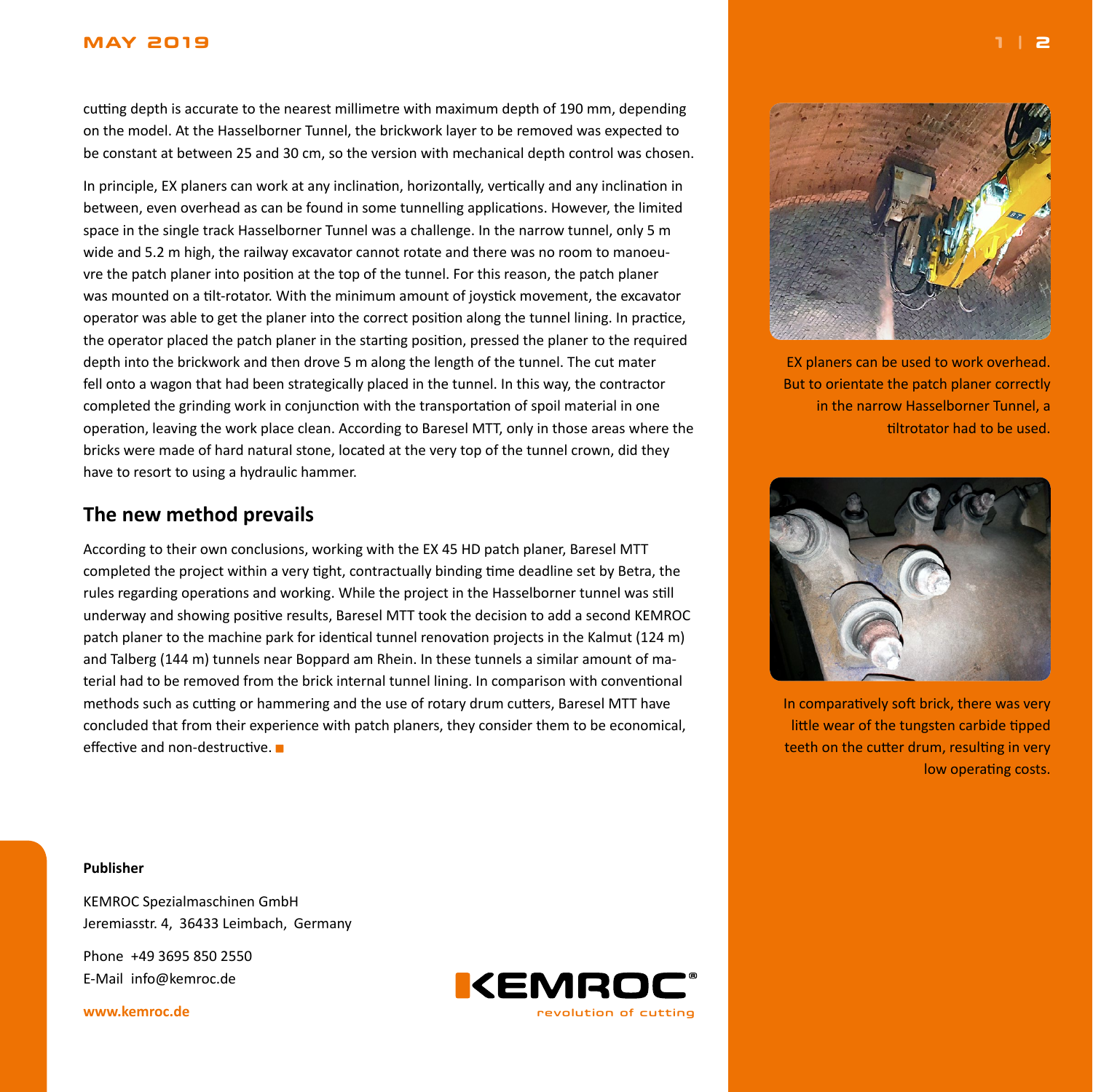cutting depth is accurate to the nearest millimetre with maximum depth of 190 mm, depending on the model. At the Hasselborner Tunnel, the brickwork layer to be removed was expected to be constant at between 25 and 30 cm, so the version with mechanical depth control was chosen.

In principle, EX planers can work at any inclination, horizontally, vertically and any inclination in between, even overhead as can be found in some tunnelling applications. However, the limited space in the single track Hasselborner Tunnel was a challenge. In the narrow tunnel, only 5 m wide and 5.2 m high, the railway excavator cannot rotate and there was no room to manoeuvre the patch planer into position at the top of the tunnel. For this reason, the patch planer was mounted on a tilt-rotator. With the minimum amount of joystick movement, the excavator operator was able to get the planer into the correct position along the tunnel lining. In practice, the operator placed the patch planer in the starting position, pressed the planer to the required depth into the brickwork and then drove 5 m along the length of the tunnel. The cut mater fell onto a wagon that had been strategically placed in the tunnel. In this way, the contractor completed the grinding work in conjunction with the transportation of spoil material in one operation, leaving the work place clean. According to Baresel MTT, only in those areas where the bricks were made of hard natural stone, located at the very top of the tunnel crown, did they have to resort to using a hydraulic hammer.

## The new method prevails

According to their own conclusions, working with the EX 45 HD patch planer, Baresel MTT completed the project within a very tight, contractually binding time deadline set by Betra, the rules regarding operations and working. While the project in the Hasselborner tunnel was still underway and showing positive results, Baresel MTT took the decision to add a second KEMROC patch planer to the machine park for identical tunnel renovation projects in the Kalmut (124 m) and Talberg (144 m) tunnels near Boppard am Rhein. In these tunnels a similar amount of material had to be removed from the brick internal tunnel lining. In comparison with conventional methods such as cutting or hammering and the use of rotary drum cutters, Baresel MTT have concluded that from their experience with patch planers, they consider them to be economical, effective and non-destructive. ■

EX planers can be used to work overhead. But to orientate the patch planer correctly in the narrow Hasselborner Tunnel, a tiltrotator had to be used.

In comparatively soft brick, there was very little wear of the tungsten carbide tipped teeth on the cutter drum, resulting in very low operating costs.

**Publisher**

KEMROC Spezialmaschinen GmbH
Jeremiasstr. 4, 36433 Leimbach, Germany

Phone +49 3695 850 2550
E-Mail info@kemroc.de

**www.kemroc.de**

KEMROC®
revolution of cutting